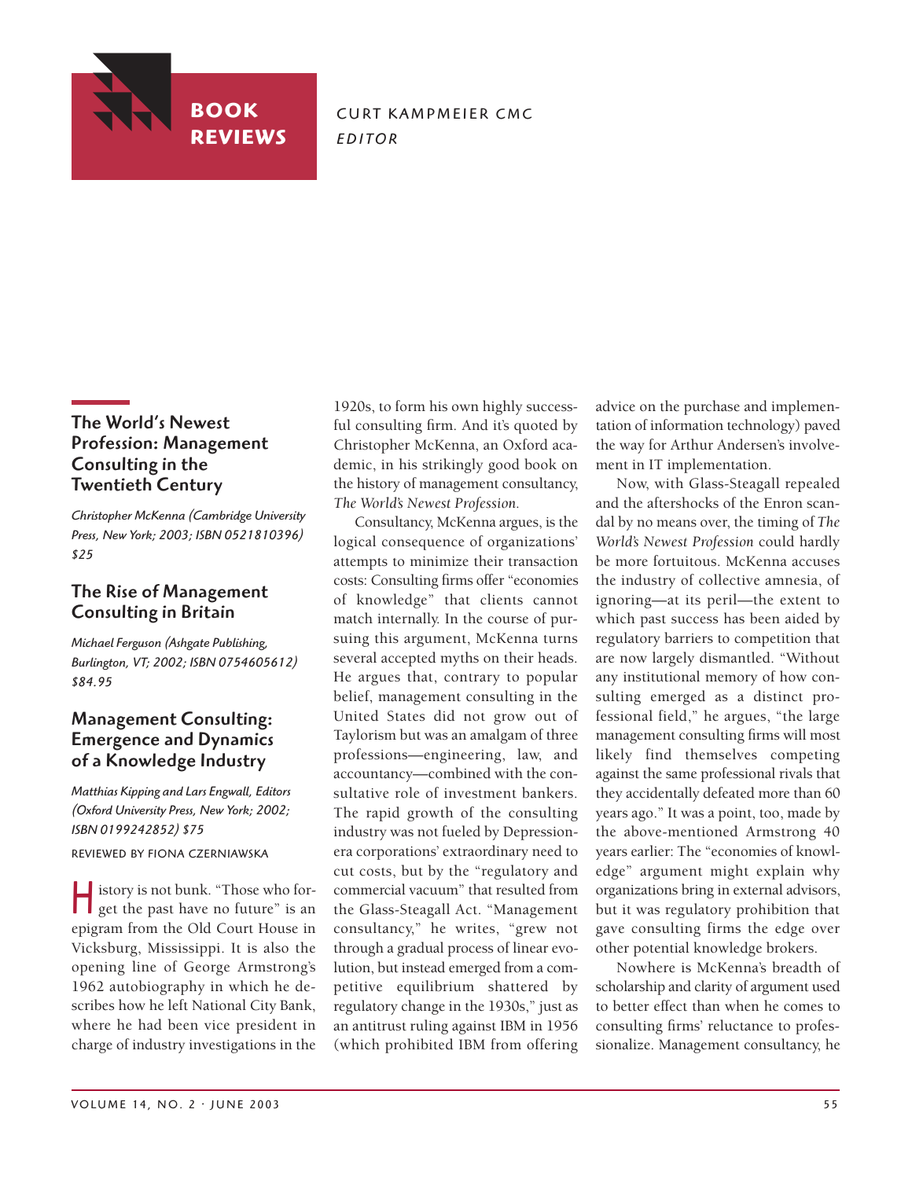# BOOK REVIEWS

CURT KAMPMEIER CMC
*EDITOR*

## The World's Newest Profession: Management Consulting in the Twentieth Century

*Christopher McKenna (Cambridge University Press, New York; 2003; ISBN 0521810396) $25*

## The Rise of Management Consulting in Britain

*Michael Ferguson (Ashgate Publishing, Burlington, VT; 2002; ISBN 0754605612) $84.95*

## Management Consulting: Emergence and Dynamics of a Knowledge Industry

*Matthias Kipping and Lars Engwall, Editors (Oxford University Press, New York; 2002; ISBN 0199242852) $75*

REVIEWED BY FIONA CZERNIAWSKA

History is not bunk. "Those who forget the past have no future" is an epigram from the Old Court House in Vicksburg, Mississippi. It is also the opening line of George Armstrong's 1962 autobiography in which he describes how he left National City Bank, where he had been vice president in charge of industry investigations in the 1920s, to form his own highly successful consulting firm. And it's quoted by Christopher McKenna, an Oxford academic, in his strikingly good book on the history of management consultancy, *The World's Newest Profession*.

Consultancy, McKenna argues, is the logical consequence of organizations' attempts to minimize their transaction costs: Consulting firms offer "economies of knowledge" that clients cannot match internally. In the course of pursuing this argument, McKenna turns several accepted myths on their heads. He argues that, contrary to popular belief, management consulting in the United States did not grow out of Taylorism but was an amalgam of three professions—engineering, law, and accountancy—combined with the consultative role of investment bankers. The rapid growth of the consulting industry was not fueled by Depression-era corporations' extraordinary need to cut costs, but by the "regulatory and commercial vacuum" that resulted from the Glass-Steagall Act. "Management consultancy," he writes, "grew not through a gradual process of linear evolution, but instead emerged from a competitive equilibrium shattered by regulatory change in the 1930s," just as an antitrust ruling against IBM in 1956 (which prohibited IBM from offering advice on the purchase and implementation of information technology) paved the way for Arthur Andersen's involvement in IT implementation.

Now, with Glass-Steagall repealed and the aftershocks of the Enron scandal by no means over, the timing of *The World's Newest Profession* could hardly be more fortuitous. McKenna accuses the industry of collective amnesia, of ignoring—at its peril—the extent to which past success has been aided by regulatory barriers to competition that are now largely dismantled. "Without any institutional memory of how consulting emerged as a distinct professional field," he argues, "the large management consulting firms will most likely find themselves competing against the same professional rivals that they accidentally defeated more than 60 years ago." It was a point, too, made by the above-mentioned Armstrong 40 years earlier: The "economies of knowledge" argument might explain why organizations bring in external advisors, but it was regulatory prohibition that gave consulting firms the edge over other potential knowledge brokers.

Nowhere is McKenna's breadth of scholarship and clarity of argument used to better effect than when he comes to consulting firms' reluctance to professionalize. Management consultancy, he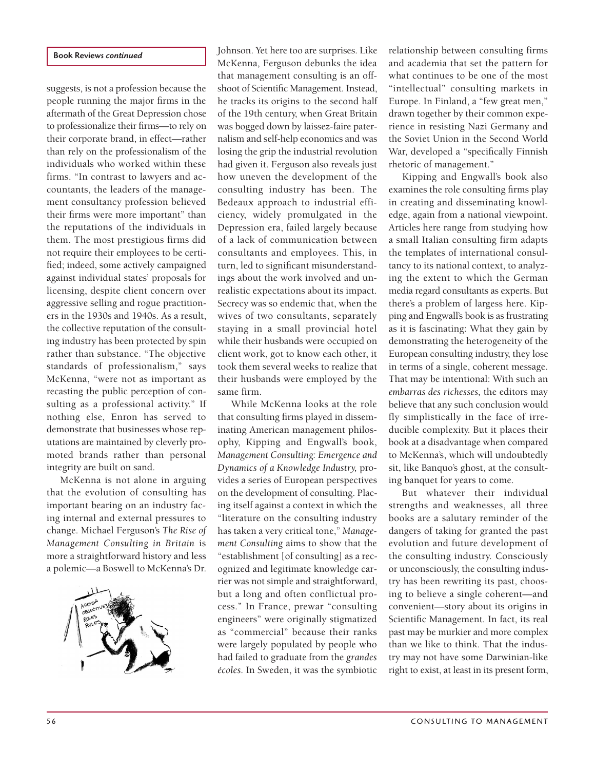suggests, is not a profession because the people running the major firms in the aftermath of the Great Depression chose to professionalize their firms—to rely on their corporate brand, in effect—rather than rely on the professionalism of the individuals who worked within these firms. "In contrast to lawyers and accountants, the leaders of the management consultancy profession believed their firms were more important" than the reputations of the individuals in them. The most prestigious firms did not require their employees to be certified; indeed, some actively campaigned against individual states' proposals for licensing, despite client concern over aggressive selling and rogue practitioners in the 1930s and 1940s. As a result, the collective reputation of the consulting industry has been protected by spin rather than substance. "The objective standards of professionalism," says McKenna, "were not as important as recasting the public perception of consulting as a professional activity." If nothing else, Enron has served to demonstrate that businesses whose reputations are maintained by cleverly promoted brands rather than personal integrity are built on sand.

McKenna is not alone in arguing that the evolution of consulting has important bearing on an industry facing internal and external pressures to change. Michael Ferguson's *The Rise of Management Consulting in Britain* is more a straightforward history and less a polemic—a Boswell to McKenna's Dr. Johnson. Yet here too are surprises. Like McKenna, Ferguson debunks the idea that management consulting is an offshoot of Scientific Management. Instead, he tracks its origins to the second half of the 19th century, when Great Britain was bogged down by laissez-faire paternalism and self-help economics and was losing the grip the industrial revolution had given it. Ferguson also reveals just how uneven the development of the consulting industry has been. The Bedeaux approach to industrial efficiency, widely promulgated in the Depression era, failed largely because of a lack of communication between consultants and employees. This, in turn, led to significant misunderstandings about the work involved and unrealistic expectations about its impact. Secrecy was so endemic that, when the wives of two consultants, separately staying in a small provincial hotel while their husbands were occupied on client work, got to know each other, it took them several weeks to realize that their husbands were employed by the same firm.

While McKenna looks at the role that consulting firms played in disseminating American management philosophy, Kipping and Engwall's book, *Management Consulting: Emergence and Dynamics of a Knowledge Industry,* provides a series of European perspectives on the development of consulting. Placing itself against a context in which the "literature on the consulting industry has taken a very critical tone," *Management Consulting* aims to show that the "establishment [of consulting] as a recognized and legitimate knowledge carrier was not simple and straightforward, but a long and often conflictual process." In France, prewar "consulting engineers" were originally stigmatized as "commercial" because their ranks were largely populated by people who had failed to graduate from the *grandes écoles.* In Sweden, it was the symbiotic relationship between consulting firms and academia that set the pattern for what continues to be one of the most "intellectual" consulting markets in Europe. In Finland, a "few great men," drawn together by their common experience in resisting Nazi Germany and the Soviet Union in the Second World War, developed a "specifically Finnish rhetoric of management."

Kipping and Engwall's book also examines the role consulting firms play in creating and disseminating knowledge, again from a national viewpoint. Articles here range from studying how a small Italian consulting firm adapts the templates of international consultancy to its national context, to analyzing the extent to which the German media regard consultants as experts. But there's a problem of largess here. Kipping and Engwall's book is as frustrating as it is fascinating: What they gain by demonstrating the heterogeneity of the European consulting industry, they lose in terms of a single, coherent message. That may be intentional: With such an *embarras des richesses,* the editors may believe that any such conclusion would fly simplistically in the face of irreducible complexity. But it places their book at a disadvantage when compared to McKenna's, which will undoubtedly sit, like Banquo's ghost, at the consulting banquet for years to come.

But whatever their individual strengths and weaknesses, all three books are a salutary reminder of the dangers of taking for granted the past evolution and future development of the consulting industry. Consciously or unconsciously, the consulting industry has been rewriting its past, choosing to believe a single coherent—and convenient—story about its origins in Scientific Management. In fact, its real past may be murkier and more complex than we like to think. That the industry may not have some Darwinian-like right to exist, at least in its present form,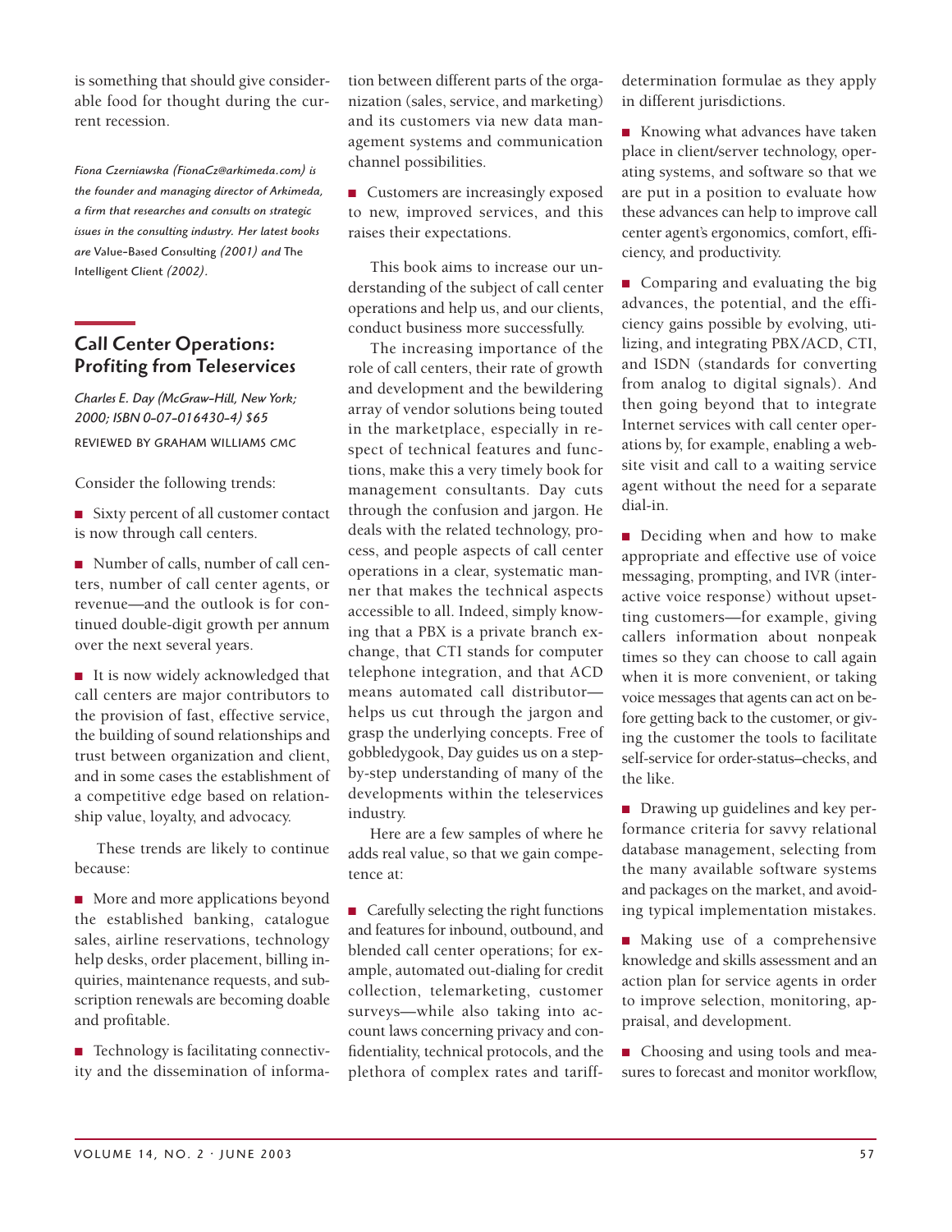is something that should give considerable food for thought during the current recession.

*Fiona Czerniawska (FionaCz@arkimeda.com) is the founder and managing director of Arkimeda, a firm that researches and consults on strategic issues in the consulting industry. Her latest books are* Value-Based Consulting *(2001) and* The Intelligent Client *(2002).*

## Call Center Operations: Profiting from Teleservices

*Charles E. Day (McGraw-Hill, New York; 2000; ISBN 0-07-016430-4) $65*

REVIEWED BY GRAHAM WILLIAMS CMC

Consider the following trends:

- Sixty percent of all customer contact is now through call centers.
- Number of calls, number of call centers, number of call center agents, or revenue—and the outlook is for continued double-digit growth per annum over the next several years.
- It is now widely acknowledged that call centers are major contributors to the provision of fast, effective service, the building of sound relationships and trust between organization and client, and in some cases the establishment of a competitive edge based on relationship value, loyalty, and advocacy.

These trends are likely to continue because:

- More and more applications beyond the established banking, catalogue sales, airline reservations, technology help desks, order placement, billing inquiries, maintenance requests, and subscription renewals are becoming doable and profitable.
- Technology is facilitating connectivity and the dissemination of information between different parts of the organization (sales, service, and marketing) and its customers via new data management systems and communication channel possibilities.
- Customers are increasingly exposed to new, improved services, and this raises their expectations.

This book aims to increase our understanding of the subject of call center operations and help us, and our clients, conduct business more successfully.

The increasing importance of the role of call centers, their rate of growth and development and the bewildering array of vendor solutions being touted in the marketplace, especially in respect of technical features and functions, make this a very timely book for management consultants. Day cuts through the confusion and jargon. He deals with the related technology, process, and people aspects of call center operations in a clear, systematic manner that makes the technical aspects accessible to all. Indeed, simply knowing that a PBX is a private branch exchange, that CTI stands for computer telephone integration, and that ACD means automated call distributor—helps us cut through the jargon and grasp the underlying concepts. Free of gobbledygook, Day guides us on a step-by-step understanding of many of the developments within the teleservices industry.

Here are a few samples of where he adds real value, so that we gain competence at:

- Carefully selecting the right functions and features for inbound, outbound, and blended call center operations; for example, automated out-dialing for credit collection, telemarketing, customer surveys—while also taking into account laws concerning privacy and confidentiality, technical protocols, and the plethora of complex rates and tariff-determination formulae as they apply in different jurisdictions.
- Knowing what advances have taken place in client/server technology, operating systems, and software so that we are put in a position to evaluate how these advances can help to improve call center agent's ergonomics, comfort, efficiency, and productivity.
- Comparing and evaluating the big advances, the potential, and the efficiency gains possible by evolving, utilizing, and integrating PBX/ACD, CTI, and ISDN (standards for converting from analog to digital signals). And then going beyond that to integrate Internet services with call center operations by, for example, enabling a website visit and call to a waiting service agent without the need for a separate dial-in.
- Deciding when and how to make appropriate and effective use of voice messaging, prompting, and IVR (interactive voice response) without upsetting customers—for example, giving callers information about nonpeak times so they can choose to call again when it is more convenient, or taking voice messages that agents can act on before getting back to the customer, or giving the customer the tools to facilitate self-service for order-status–checks, and the like.
- Drawing up guidelines and key performance criteria for savvy relational database management, selecting from the many available software systems and packages on the market, and avoiding typical implementation mistakes.
- Making use of a comprehensive knowledge and skills assessment and an action plan for service agents in order to improve selection, monitoring, appraisal, and development.
- Choosing and using tools and measures to forecast and monitor workflow,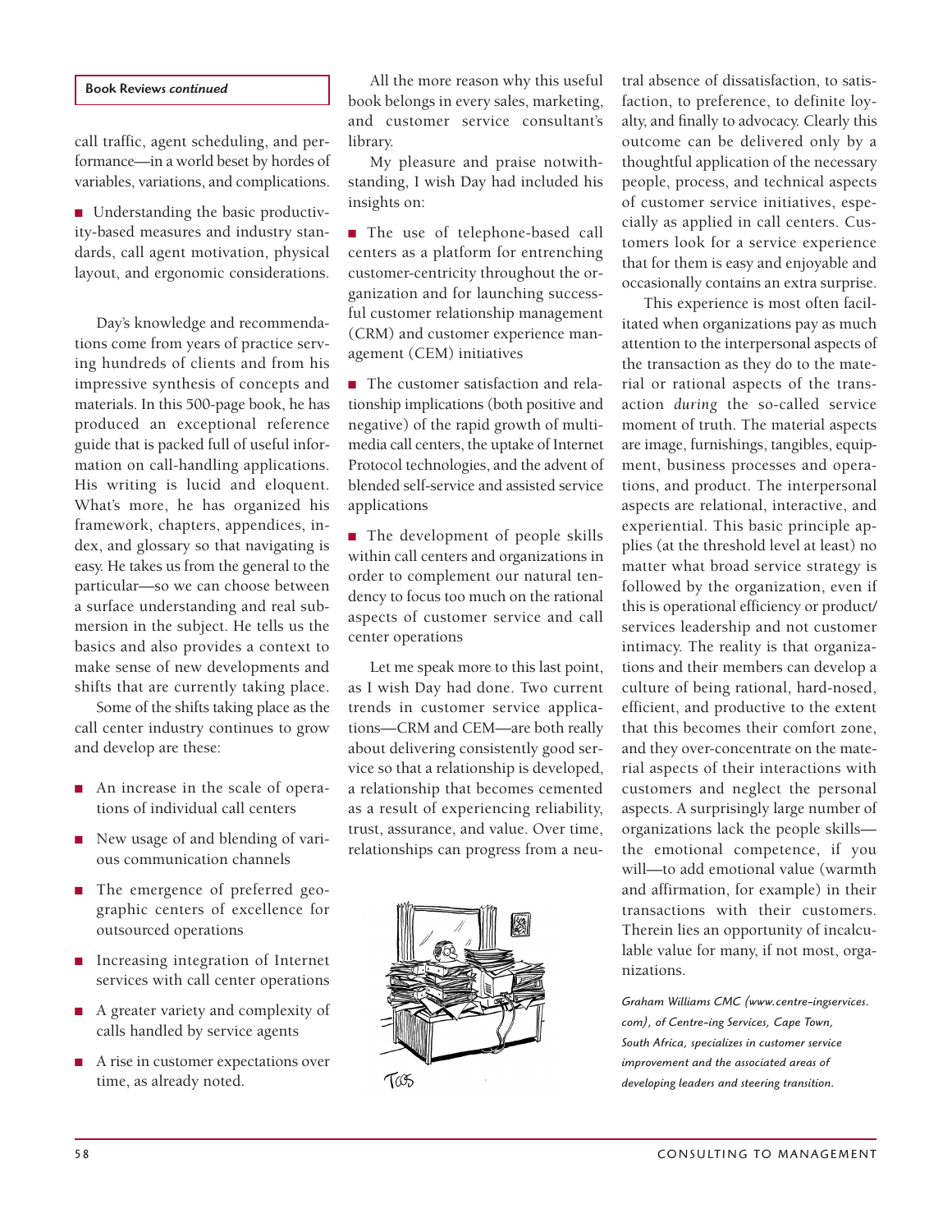**Book Reviews *continued***

call traffic, agent scheduling, and performance—in a world beset by hordes of variables, variations, and complications.

- Understanding the basic productivity-based measures and industry standards, call agent motivation, physical layout, and ergonomic considerations.

Day's knowledge and recommendations come from years of practice serving hundreds of clients and from his impressive synthesis of concepts and materials. In this 500-page book, he has produced an exceptional reference guide that is packed full of useful information on call-handling applications. His writing is lucid and eloquent. What's more, he has organized his framework, chapters, appendices, index, and glossary so that navigating is easy. He takes us from the general to the particular—so we can choose between a surface understanding and real submersion in the subject. He tells us the basics and also provides a context to make sense of new developments and shifts that are currently taking place.

Some of the shifts taking place as the call center industry continues to grow and develop are these:

- An increase in the scale of operations of individual call centers
- New usage of and blending of various communication channels
- The emergence of preferred geographic centers of excellence for outsourced operations
- Increasing integration of Internet services with call center operations
- A greater variety and complexity of calls handled by service agents
- A rise in customer expectations over time, as already noted.

All the more reason why this useful book belongs in every sales, marketing, and customer service consultant's library.

My pleasure and praise notwithstanding, I wish Day had included his insights on:

- The use of telephone-based call centers as a platform for entrenching customer-centricity throughout the organization and for launching successful customer relationship management (CRM) and customer experience management (CEM) initiatives
- The customer satisfaction and relationship implications (both positive and negative) of the rapid growth of multimedia call centers, the uptake of Internet Protocol technologies, and the advent of blended self-service and assisted service applications
- The development of people skills within call centers and organizations in order to complement our natural tendency to focus too much on the rational aspects of customer service and call center operations

Let me speak more to this last point, as I wish Day had done. Two current trends in customer service applications—CRM and CEM—are both really about delivering consistently good service so that a relationship is developed, a relationship that becomes cemented as a result of experiencing reliability, trust, assurance, and value. Over time, relationships can progress from a neutral absence of dissatisfaction, to satisfaction, to preference, to definite loyalty, and finally to advocacy. Clearly this outcome can be delivered only by a thoughtful application of the necessary people, process, and technical aspects of customer service initiatives, especially as applied in call centers. Customers look for a service experience that for them is easy and enjoyable and occasionally contains an extra surprise.

This experience is most often facilitated when organizations pay as much attention to the interpersonal aspects of the transaction as they do to the material or rational aspects of the transaction *during* the so-called service moment of truth. The material aspects are image, furnishings, tangibles, equipment, business processes and operations, and product. The interpersonal aspects are relational, interactive, and experiential. This basic principle applies (at the threshold level at least) no matter what broad service strategy is followed by the organization, even if this is operational efficiency or product/services leadership and not customer intimacy. The reality is that organizations and their members can develop a culture of being rational, hard-nosed, efficient, and productive to the extent that this becomes their comfort zone, and they over-concentrate on the material aspects of their interactions with customers and neglect the personal aspects. A surprisingly large number of organizations lack the people skills—the emotional competence, if you will—to add emotional value (warmth and affirmation, for example) in their transactions with their customers. Therein lies an opportunity of incalculable value for many, if not most, organizations.

*Graham Williams CMC (www.centre-ingservices.com), of Centre-ing Services, Cape Town, South Africa, specializes in customer service improvement and the associated areas of developing leaders and steering transition.*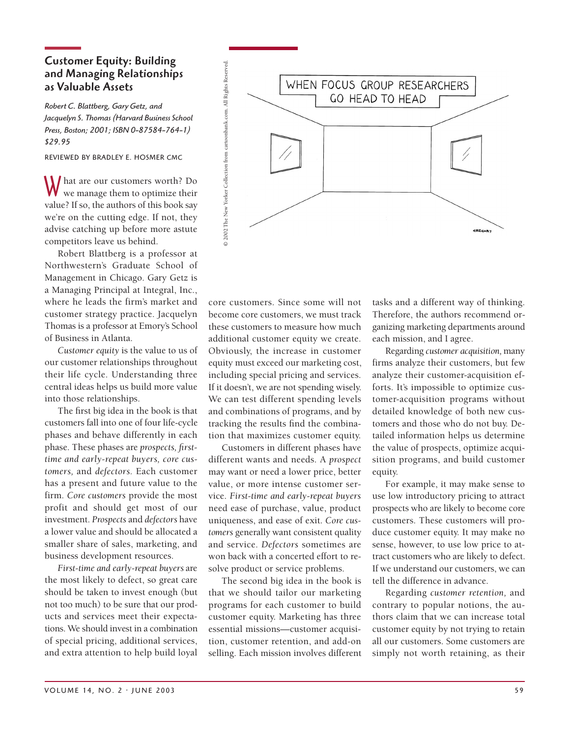## Customer Equity: Building and Managing Relationships as Valuable Assets

*Robert C. Blattberg, Gary Getz, and Jacquelyn S. Thomas (Harvard Business School Press, Boston; 2001; ISBN 0-87584-764-1) $29.95*

REVIEWED BY BRADLEY E. HOSMER CMC

What are our customers worth? Do we manage them to optimize their value? If so, the authors of this book say we're on the cutting edge. If not, they advise catching up before more astute competitors leave us behind.

Robert Blattberg is a professor at Northwestern's Graduate School of Management in Chicago. Gary Getz is a Managing Principal at Integral, Inc., where he leads the firm's market and customer strategy practice. Jacquelyn Thomas is a professor at Emory's School of Business in Atlanta.

*Customer equity* is the value to us of our customer relationships throughout their life cycle. Understanding three central ideas helps us build more value into those relationships.

The first big idea in the book is that customers fall into one of four life-cycle phases and behave differently in each phase. These phases are *prospects, first-time and early-repeat buyers, core customers,* and *defectors*. Each customer has a present and future value to the firm. *Core customers* provide the most profit and should get most of our investment. *Prospects* and *defectors* have a lower value and should be allocated a smaller share of sales, marketing, and business development resources.

*First-time and early-repeat buyers* are the most likely to defect, so great care should be taken to invest enough (but not too much) to be sure that our products and services meet their expectations. We should invest in a combination of special pricing, additional services, and extra attention to help build loyal core customers. Since some will not become core customers, we must track these customers to measure how much additional customer equity we create. Obviously, the increase in customer equity must exceed our marketing cost, including special pricing and services. If it doesn't, we are not spending wisely. We can test different spending levels and combinations of programs, and by tracking the results find the combination that maximizes customer equity.

Customers in different phases have different wants and needs. A *prospect* may want or need a lower price, better value, or more intense customer service. *First-time and early-repeat buyers* need ease of purchase, value, product uniqueness, and ease of exit. *Core customers* generally want consistent quality and service. *Defectors* sometimes are won back with a concerted effort to resolve product or service problems.

The second big idea in the book is that we should tailor our marketing programs for each customer to build customer equity. Marketing has three essential missions—customer acquisition, customer retention, and add-on selling. Each mission involves different tasks and a different way of thinking. Therefore, the authors recommend organizing marketing departments around each mission, and I agree.

Regarding *customer acquisition,* many firms analyze their customers, but few analyze their customer-acquisition efforts. It's impossible to optimize customer-acquisition programs without detailed knowledge of both new customers and those who do not buy. Detailed information helps us determine the value of prospects, optimize acquisition programs, and build customer equity.

For example, it may make sense to use low introductory pricing to attract prospects who are likely to become core customers. These customers will produce customer equity. It may make no sense, however, to use low price to attract customers who are likely to defect. If we understand our customers, we can tell the difference in advance.

Regarding *customer retention,* and contrary to popular notions, the authors claim that we can increase total customer equity by not trying to retain all our customers. Some customers are simply not worth retaining, as their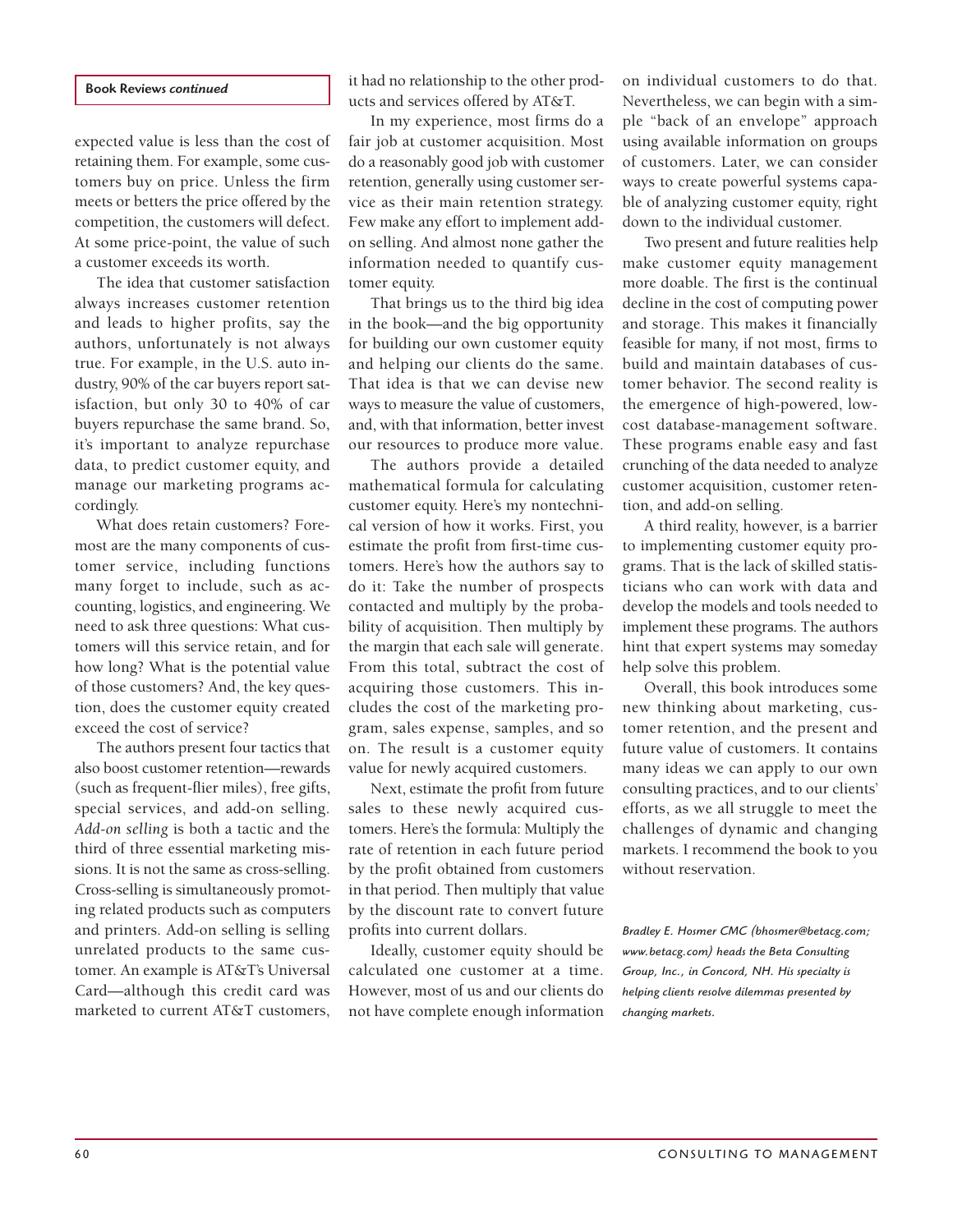**Book Reviews *continued***

expected value is less than the cost of retaining them. For example, some customers buy on price. Unless the firm meets or betters the price offered by the competition, the customers will defect. At some price-point, the value of such a customer exceeds its worth.

The idea that customer satisfaction always increases customer retention and leads to higher profits, say the authors, unfortunately is not always true. For example, in the U.S. auto industry, 90% of the car buyers report satisfaction, but only 30 to 40% of car buyers repurchase the same brand. So, it's important to analyze repurchase data, to predict customer equity, and manage our marketing programs accordingly.

What does retain customers? Foremost are the many components of customer service, including functions many forget to include, such as accounting, logistics, and engineering. We need to ask three questions: What customers will this service retain, and for how long? What is the potential value of those customers? And, the key question, does the customer equity created exceed the cost of service?

The authors present four tactics that also boost customer retention—rewards (such as frequent-flier miles), free gifts, special services, and add-on selling. *Add-on selling* is both a tactic and the third of three essential marketing missions. It is not the same as cross-selling. Cross-selling is simultaneously promoting related products such as computers and printers. Add-on selling is selling unrelated products to the same customer. An example is AT&T's Universal Card—although this credit card was marketed to current AT&T customers, it had no relationship to the other products and services offered by AT&T.

In my experience, most firms do a fair job at customer acquisition. Most do a reasonably good job with customer retention, generally using customer service as their main retention strategy. Few make any effort to implement add-on selling. And almost none gather the information needed to quantify customer equity.

That brings us to the third big idea in the book—and the big opportunity for building our own customer equity and helping our clients do the same. That idea is that we can devise new ways to measure the value of customers, and, with that information, better invest our resources to produce more value.

The authors provide a detailed mathematical formula for calculating customer equity. Here's my nontechnical version of how it works. First, you estimate the profit from first-time customers. Here's how the authors say to do it: Take the number of prospects contacted and multiply by the probability of acquisition. Then multiply by the margin that each sale will generate. From this total, subtract the cost of acquiring those customers. This includes the cost of the marketing program, sales expense, samples, and so on. The result is a customer equity value for newly acquired customers.

Next, estimate the profit from future sales to these newly acquired customers. Here's the formula: Multiply the rate of retention in each future period by the profit obtained from customers in that period. Then multiply that value by the discount rate to convert future profits into current dollars.

Ideally, customer equity should be calculated one customer at a time. However, most of us and our clients do not have complete enough information on individual customers to do that. Nevertheless, we can begin with a simple "back of an envelope" approach using available information on groups of customers. Later, we can consider ways to create powerful systems capable of analyzing customer equity, right down to the individual customer.

Two present and future realities help make customer equity management more doable. The first is the continual decline in the cost of computing power and storage. This makes it financially feasible for many, if not most, firms to build and maintain databases of customer behavior. The second reality is the emergence of high-powered, low-cost database-management software. These programs enable easy and fast crunching of the data needed to analyze customer acquisition, customer retention, and add-on selling.

A third reality, however, is a barrier to implementing customer equity programs. That is the lack of skilled statisticians who can work with data and develop the models and tools needed to implement these programs. The authors hint that expert systems may someday help solve this problem.

Overall, this book introduces some new thinking about marketing, customer retention, and the present and future value of customers. It contains many ideas we can apply to our own consulting practices, and to our clients' efforts, as we all struggle to meet the challenges of dynamic and changing markets. I recommend the book to you without reservation.

*Bradley E. Hosmer CMC (bhosmer@betacg.com; www.betacg.com) heads the Beta Consulting Group, Inc., in Concord, NH. His specialty is helping clients resolve dilemmas presented by changing markets.*